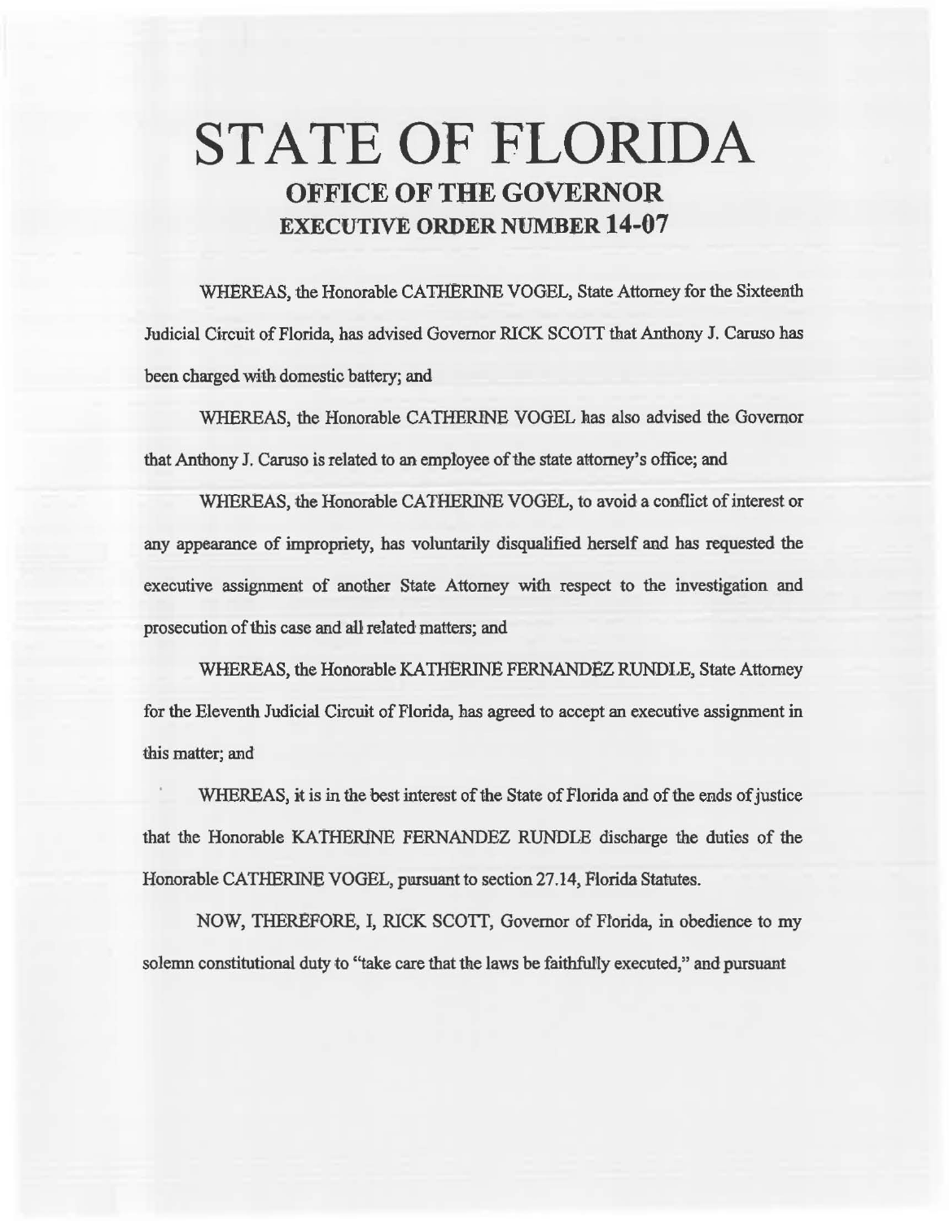# STATE OF FLORIDA

## OFFICE OF THE GOVERNOR

## EXECUTIVE ORDER NUMBER 14-07

WHEREAS, the Honorable CATHERINE VOGEL, State Attorney for the Sixteenth Judicial Circuit of Florida, has advised Governor RICK SCOTT that Anthony J. Caruso has been charged with domestic battery; and

WHEREAS, the Honorable CATHERINE VOGEL has also advised the Governor that Anthony J. Caruso is related to an employee of the state attorney's office; and

WHEREAS, the Honorable CATHERINE VOGEL, to avoid a conflict of interest or any appearance of impropriety, has voluntarily disqualified herself and has requested the executive assignment of another State Attorney with respect to the investigation and prosecution of this case and all related matters; and

WHEREAS, the Honorable KATHERINE FERNANDEZ RUNDLE, State Attorney for the Eleventh Judicial Circuit of Florida, has agreed to accept an executive assignment in this matter; and

WHEREAS, it is in the best interest of the State of Florida and of the ends of justice that the Honorable KATHERINE FERNANDEZ RUNDLE discharge the duties of the Honorable CATHERINE VOGEL, pursuant to section 27.14, Florida Statutes.

NOW, THEREFORE, I, RICK SCOTT, Governor of Florida, in obedience to my solemn constitutional duty to "take care that the laws be faithfully executed," and pursuant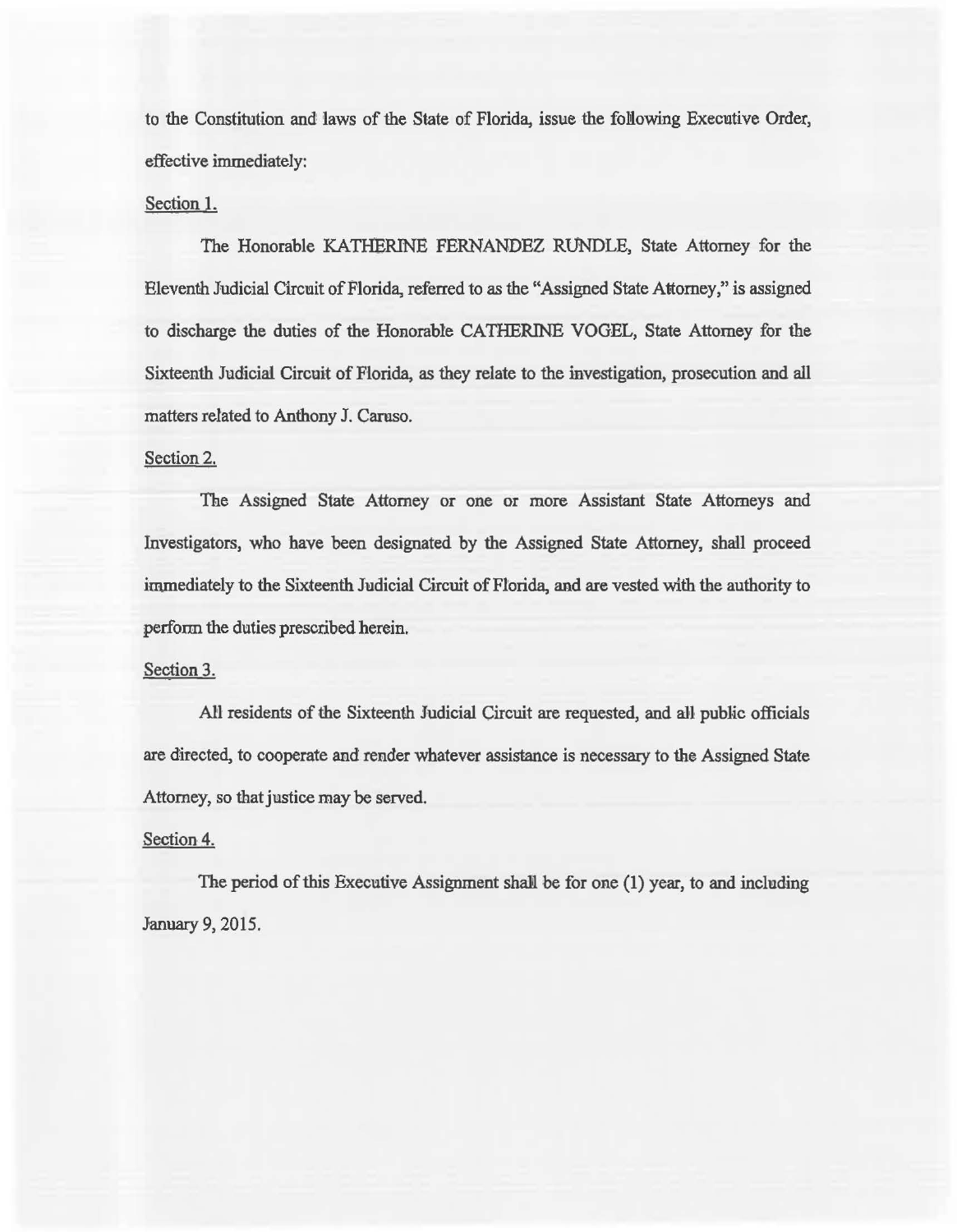to the Constitution and laws of the State of Florida, issue the following Executive Order, effective immediately:

Section 1.

The Honorable KATHERINE FERNANDEZ RUNDLE, State Attorney for the Eleventh Judicial Circuit of Florida, referred to as the "Assigned State Attorney," is assigned to discharge the duties of the Honorable CATHERINE VOGEL, State Attorney for the Sixteenth Judicial Circuit of Florida, as they relate to the investigation, prosecution and all matters related to Anthony J. Caruso.

Section 2.

The Assigned State Attorney or one or more Assistant State Attorneys and Investigators, who have been designated by the Assigned State Attorney, shall proceed immediately to the Sixteenth Judicial Circuit of Florida, and are vested with the authority to perform the duties prescribed herein.

Section 3.

All residents of the Sixteenth Judicial Circuit are requested, and all public officials are directed, to cooperate and render whatever assistance is necessary to the Assigned State Attorney, so that justice may be served.

Section 4.

The period of this Executive Assignment shall be for one (1) year, to and including January 9, 2015.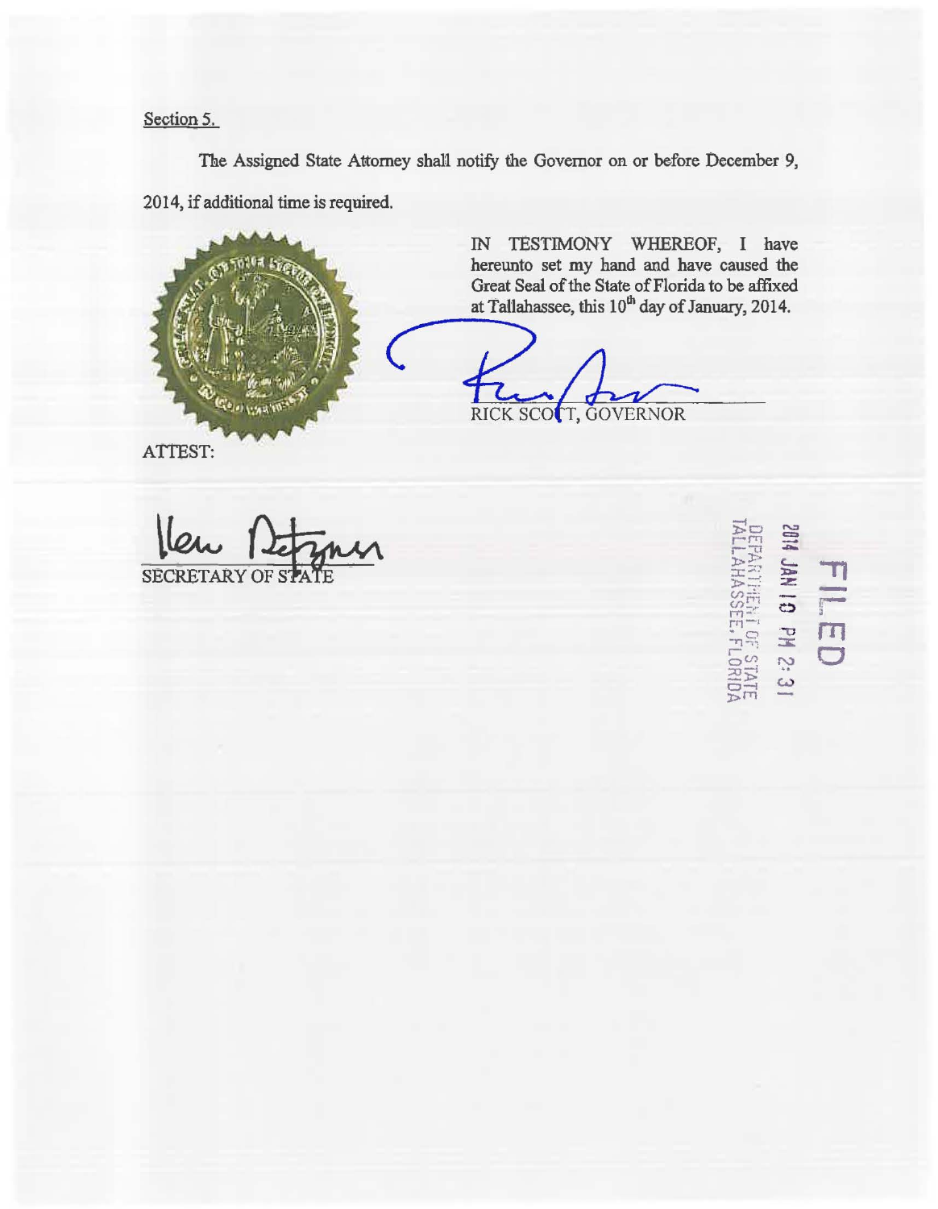Section 5.

The Assigned State Attorney shall notify the Governor on or before December 9, 2014, if additional time is required.

IN TESTIMONY WHEREOF, I have hereunto set my hand and have caused the Great Seal of the State of Florida to be affixed at Tallahassee, this 10th day of January, 2014.

RICK SCOTT, GOVERNOR

ATTEST:

SECRETARY OF STATE

FILED

2014 JAN 10 PM 2:31

DEPARTMENT OF STATE
TALLAHASSEE, FLORIDA